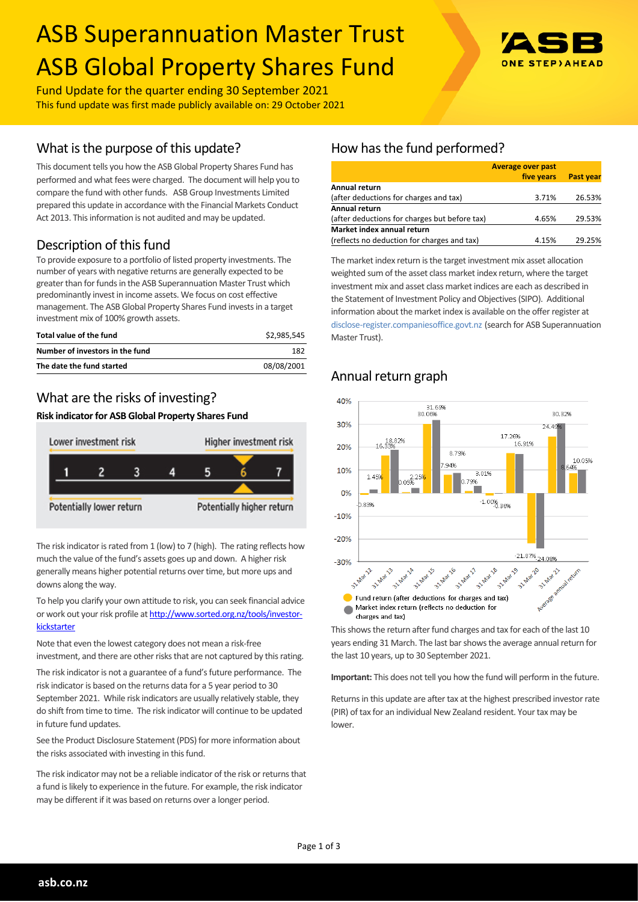# ASB Superannuation Master Trust
# ASB Global Property Shares Fund

Fund Update for the quarter ending 30 September 2021

This fund update was first made publicly available on: 29 October 2021

## What is the purpose of this update?

This document tells you how the ASB Global Property Shares Fund has performed and what fees were charged. The document will help you to compare the fund with other funds. ASB Group Investments Limited prepared this update in accordance with the Financial Markets Conduct Act 2013. This information is not audited and may be updated.

## Description of this fund

To provide exposure to a portfolio of listed property investments. The number of years with negative returns are generally expected to be greater than for funds in the ASB Superannuation Master Trust which predominantly invest in income assets. We focus on cost effective management. The ASB Global Property Shares Fund invests in a target investment mix of 100% growth assets.

| | |
|---|---|
| **Total value of the fund** | $2,985,545 |
| **Number of investors in the fund** | 182 |
| **The date the fund started** | 08/08/2001 |

## What are the risks of investing?

**Risk indicator for ASB Global Property Shares Fund**

| Lower investment risk | | | | | | Higher investment risk |
|---|---|---|---|---|---|---|
| 1 | 2 | 3 | 4 | 5 | **6** | 7 |
| Potentially lower return | | | | | | Potentially higher return |

The risk indicator is rated from 1 (low) to 7 (high). The rating reflects how much the value of the fund's assets goes up and down. A higher risk generally means higher potential returns over time, but more ups and downs along the way.

To help you clarify your own attitude to risk, you can seek financial advice or work out your risk profile at http://www.sorted.org.nz/tools/investor-kickstarter

Note that even the lowest category does not mean a risk-free investment, and there are other risks that are not captured by this rating.

The risk indicator is not a guarantee of a fund's future performance. The risk indicator is based on the returns data for a 5 year period to 30 September 2021. While risk indicators are usually relatively stable, they do shift from time to time. The risk indicator will continue to be updated in future fund updates.

See the Product Disclosure Statement (PDS) for more information about the risks associated with investing in this fund.

The risk indicator may not be a reliable indicator of the risk or returns that a fund is likely to experience in the future. For example, the risk indicator may be different if it was based on returns over a longer period.

## How has the fund performed?

| | Average over past five years | Past year |
|---|---|---|
| **Annual return** (after deductions for charges and tax) | 3.71% | 26.53% |
| **Annual return** (after deductions for charges but before tax) | 4.65% | 29.53% |
| **Market index annual return** (reflects no deduction for charges and tax) | 4.15% | 29.25% |

The market index return is the target investment mix asset allocation weighted sum of the asset class market index return, where the target investment mix and asset class market indices are each as described in the Statement of Investment Policy and Objectives (SIPO). Additional information about the market index is available on the offer register at disclose-register.companiesoffice.govt.nz (search for ASB Superannuation Master Trust).

## Annual return graph

| Year | Fund return (after deductions for charges and tax) | Market index return (reflects no deduction for charges and tax) |
|---|---|---|
| 31 Mar 12 | -0.83% | 1.45% |
| 31 Mar 13 | 16.33% | 18.82% |
| 31 Mar 14 | 0.05% | 2.25% |
| 31 Mar 15 | 30.06% | 31.69% |
| 31 Mar 16 | 7.94% | 8.79% |
| 31 Mar 17 | 0.79% | 3.01% |
| 31 Mar 18 | -1.00% | -0.30% |
| 31 Mar 19 | 17.26% | 16.91% |
| 31 Mar 20 | -21.87% | -24.08% |
| 31 Mar 21 | 24.49% | 30.32% |
| Average annual return | 8.64% | 10.05% |

This shows the return after fund charges and tax for each of the last 10 years ending 31 March. The last bar shows the average annual return for the last 10 years, up to 30 September 2021.

**Important:** This does not tell you how the fund will perform in the future.

Returns in this update are after tax at the highest prescribed investor rate (PIR) of tax for an individual New Zealand resident. Your tax may be lower.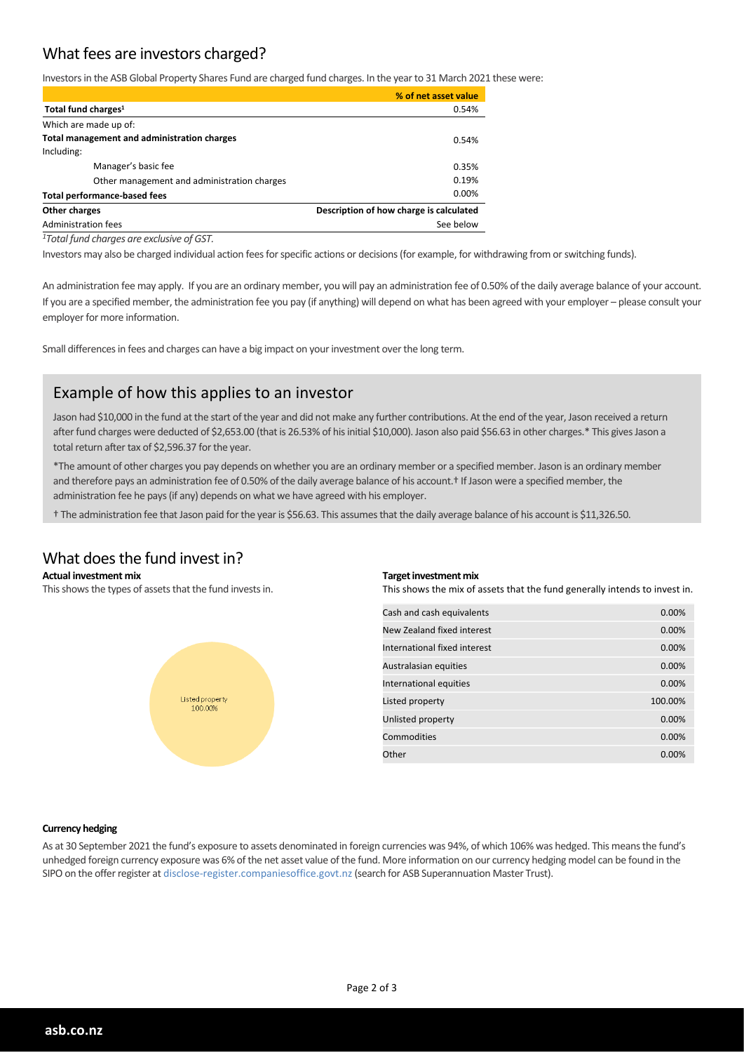## What fees are investors charged?

Investors in the ASB Global Property Shares Fund are charged fund charges. In the year to 31 March 2021 these were:

| | % of net asset value |
|---|---|
| **Total fund charges**[1] | 0.54% |
| Which are made up of: | |
| **Total management and administration charges** | 0.54% |
| Including: | |
| Manager's basic fee | 0.35% |
| Other management and administration charges | 0.19% |
| **Total performance-based fees** | 0.00% |
| **Other charges** | **Description of how charge is calculated** |
| Administration fees | See below |

*[1]Total fund charges are exclusive of GST.*

Investors may also be charged individual action fees for specific actions or decisions (for example, for withdrawing from or switching funds).

An administration fee may apply. If you are an ordinary member, you will pay an administration fee of 0.50% of the daily average balance of your account. If you are a specified member, the administration fee you pay (if anything) will depend on what has been agreed with your employer – please consult your employer for more information.

Small differences in fees and charges can have a big impact on your investment over the long term.

### Example of how this applies to an investor

Jason had $10,000 in the fund at the start of the year and did not make any further contributions. At the end of the year, Jason received a return after fund charges were deducted of $2,653.00 (that is 26.53% of his initial $10,000). Jason also paid $56.63 in other charges.* This gives Jason a total return after tax of $2,596.37 for the year.

*The amount of other charges you pay depends on whether you are an ordinary member or a specified member. Jason is an ordinary member and therefore pays an administration fee of 0.50% of the daily average balance of his account.† If Jason were a specified member, the administration fee he pays (if any) depends on what we have agreed with his employer.

† The administration fee that Jason paid for the year is $56.63. This assumes that the daily average balance of his account is $11,326.50.

## What does the fund invest in?

**Actual investment mix**

This shows the types of assets that the fund invests in.

Listed property 100.00%

**Target investment mix**

This shows the mix of assets that the fund generally intends to invest in.

| Asset | % |
|---|---|
| Cash and cash equivalents | 0.00% |
| New Zealand fixed interest | 0.00% |
| International fixed interest | 0.00% |
| Australasian equities | 0.00% |
| International equities | 0.00% |
| Listed property | 100.00% |
| Unlisted property | 0.00% |
| Commodities | 0.00% |
| Other | 0.00% |

**Currency hedging**

As at 30 September 2021 the fund's exposure to assets denominated in foreign currencies was 94%, of which 106% was hedged. This means the fund's unhedged foreign currency exposure was 6% of the net asset value of the fund. More information on our currency hedging model can be found in the SIPO on the offer register at disclose-register.companiesoffice.govt.nz (search for ASB Superannuation Master Trust).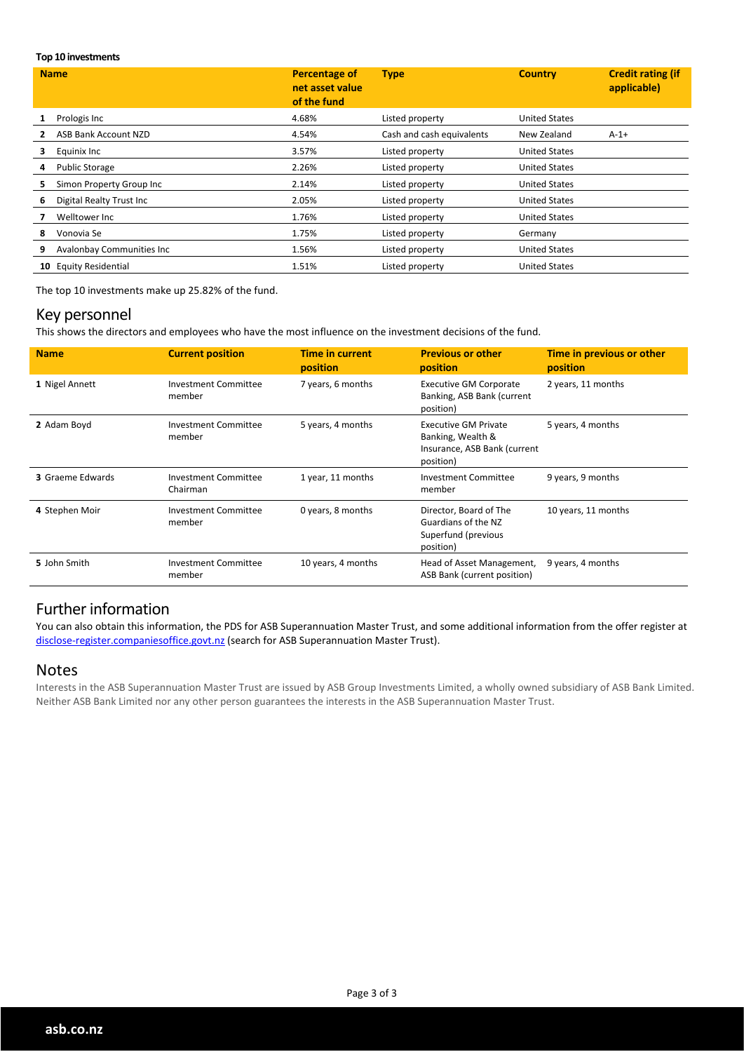**Top 10 investments**

| Name | Percentage of net asset value of the fund | Type | Country | Credit rating (if applicable) |
|---|---|---|---|---|
| 1 Prologis Inc | 4.68% | Listed property | United States | |
| 2 ASB Bank Account NZD | 4.54% | Cash and cash equivalents | New Zealand | A-1+ |
| 3 Equinix Inc | 3.57% | Listed property | United States | |
| 4 Public Storage | 2.26% | Listed property | United States | |
| 5 Simon Property Group Inc | 2.14% | Listed property | United States | |
| 6 Digital Realty Trust Inc | 2.05% | Listed property | United States | |
| 7 Welltower Inc | 1.76% | Listed property | United States | |
| 8 Vonovia Se | 1.75% | Listed property | Germany | |
| 9 Avalonbay Communities Inc | 1.56% | Listed property | United States | |
| 10 Equity Residential | 1.51% | Listed property | United States | |

The top 10 investments make up 25.82% of the fund.

## Key personnel

This shows the directors and employees who have the most influence on the investment decisions of the fund.

| Name | Current position | Time in current position | Previous or other position | Time in previous or other position |
|---|---|---|---|---|
| 1 Nigel Annett | Investment Committee member | 7 years, 6 months | Executive GM Corporate Banking, ASB Bank (current position) | 2 years, 11 months |
| 2 Adam Boyd | Investment Committee member | 5 years, 4 months | Executive GM Private Banking, Wealth & Insurance, ASB Bank (current position) | 5 years, 4 months |
| 3 Graeme Edwards | Investment Committee Chairman | 1 year, 11 months | Investment Committee member | 9 years, 9 months |
| 4 Stephen Moir | Investment Committee member | 0 years, 8 months | Director, Board of The Guardians of the NZ Superfund (previous position) | 10 years, 11 months |
| 5 John Smith | Investment Committee member | 10 years, 4 months | Head of Asset Management, ASB Bank (current position) | 9 years, 4 months |

## Further information

You can also obtain this information, the PDS for ASB Superannuation Master Trust, and some additional information from the offer register at disclose-register.companiesoffice.govt.nz (search for ASB Superannuation Master Trust).

## Notes

Interests in the ASB Superannuation Master Trust are issued by ASB Group Investments Limited, a wholly owned subsidiary of ASB Bank Limited. Neither ASB Bank Limited nor any other person guarantees the interests in the ASB Superannuation Master Trust.